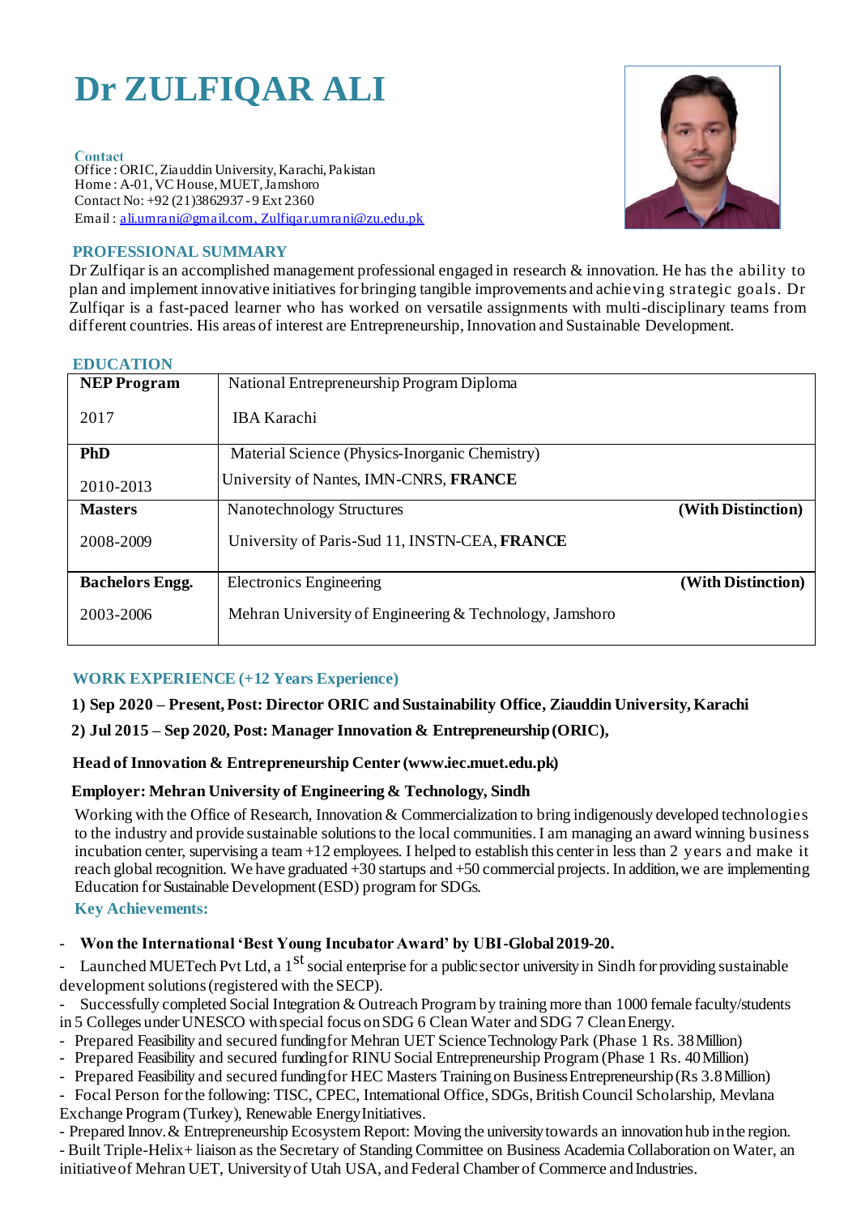# Dr ZULFIQAR ALI

**Contact**
Office : ORIC, Ziauddin University, Karachi, Pakistan
Home : A-01, VC House, MUET, Jamshoro
Contact No: +92 (21)3862937 - 9 Ext 2360
Email : ali.umrani@gmail.com, Zulfiqar.umrani@zu.edu.pk

## PROFESSIONAL SUMMARY

Dr Zulfiqar is an accomplished management professional engaged in research & innovation. He has the ability to plan and implement innovative initiatives for bringing tangible improvements and achieving strategic goals. Dr Zulfiqar is a fast-paced learner who has worked on versatile assignments with multi-disciplinary teams from different countries. His areas of interest are Entrepreneurship, Innovation and Sustainable Development.

## EDUCATION

| | | |
|---|---|---|
| **NEP Program** 2017 | National Entrepreneurship Program Diploma IBA Karachi | |
| **PhD** 2010-2013 | Material Science (Physics-Inorganic Chemistry) University of Nantes, IMN-CNRS, **FRANCE** | |
| **Masters** 2008-2009 | Nanotechnology Structures University of Paris-Sud 11, INSTN-CEA, **FRANCE** | **(With Distinction)** |
| **Bachelors Engg.** 2003-2006 | Electronics Engineering Mehran University of Engineering & Technology, Jamshoro | **(With Distinction)** |

## WORK EXPERIENCE (+12 Years Experience)

**1) Sep 2020 – Present, Post: Director ORIC and Sustainability Office, Ziauddin University, Karachi**

**2) Jul 2015 – Sep 2020, Post: Manager Innovation & Entrepreneurship (ORIC),**

**Head of Innovation & Entrepreneurship Center (www.iec.muet.edu.pk)**

**Employer: Mehran University of Engineering & Technology, Sindh**

Working with the Office of Research, Innovation & Commercialization to bring indigenously developed technologies to the industry and provide sustainable solutions to the local communities. I am managing an award winning business incubation center, supervising a team +12 employees. I helped to establish this center in less than 2 years and make it reach global recognition. We have graduated +30 startups and +50 commercial projects. In addition, we are implementing Education for Sustainable Development (ESD) program for SDGs.

**Key Achievements:**

- **Won the International 'Best Young Incubator Award' by UBI-Global 2019-20.**
- Launched MUETech Pvt Ltd, a 1st social enterprise for a public sector university in Sindh for providing sustainable development solutions (registered with the SECP).
- Successfully completed Social Integration & Outreach Program by training more than 1000 female faculty/students in 5 Colleges under UNESCO with special focus on SDG 6 Clean Water and SDG 7 Clean Energy.
- Prepared Feasibility and secured funding for Mehran UET Science Technology Park (Phase 1 Rs. 38 Million)
- Prepared Feasibility and secured funding for RINU Social Entrepreneurship Program (Phase 1 Rs. 40 Million)
- Prepared Feasibility and secured funding for HEC Masters Training on Business Entrepreneurship (Rs 3.8 Million)
- Focal Person for the following: TISC, CPEC, International Office, SDGs, British Council Scholarship, Mevlana Exchange Program (Turkey), Renewable Energy Initiatives.
- Prepared Innov. & Entrepreneurship Ecosystem Report: Moving the university towards an innovation hub in the region.
- Built Triple-Helix+ liaison as the Secretary of Standing Committee on Business Academia Collaboration on Water, an initiative of Mehran UET, University of Utah USA, and Federal Chamber of Commerce and Industries.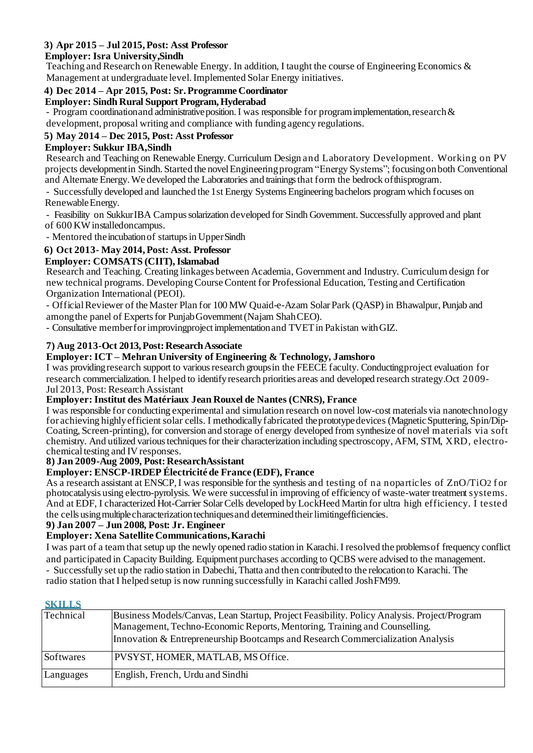**3) Apr 2015 – Jul 2015, Post: Asst Professor**

**Employer: Isra University,Sindh**

Teaching and Research on Renewable Energy. In addition, I taught the course of Engineering Economics & Management at undergraduate level. Implemented Solar Energy initiatives.

**4) Dec 2014 – Apr 2015, Post: Sr. Programme Coordinator**

**Employer: Sindh Rural Support Program, Hyderabad**

- Program coordination and administrative position. I was responsible for program implementation, research & development, proposal writing and compliance with funding agency regulations.

**5) May 2014 – Dec 2015, Post: Asst Professor**

**Employer: Sukkur IBA,Sindh**

Research and Teaching on Renewable Energy. Curriculum Design and Laboratory Development. Working on PV projects development in Sindh. Started the novel Engineering program "Energy Systems"; focusing on both Conventional and Alternate Energy. We developed the Laboratories and trainings that form the bedrock of this program.

- Successfully developed and launched the 1st Energy Systems Engineering bachelors program which focuses on Renewable Energy.
- Feasibility on Sukkur IBA Campus solarization developed for Sindh Government. Successfully approved and plant of 600 KW installed on campus.
- Mentored the incubation of startups in Upper Sindh

**6) Oct 2013- May 2014, Post: Asst. Professor**

**Employer: COMSATS (CIIT), Islamabad**

Research and Teaching. Creating linkages between Academia, Government and Industry. Curriculum design for new technical programs. Developing Course Content for Professional Education, Testing and Certification Organization International (PEOI).

- Official Reviewer of the Master Plan for 100 MW Quaid-e-Azam Solar Park (QASP) in Bhawalpur, Punjab and among the panel of Experts for Punjab Government (Najam Shah CEO).
- Consultative member for improving project implementation and TVET in Pakistan with GIZ.

**7) Aug 2013-Oct 2013, Post: Research Associate**

**Employer: ICT – Mehran University of Engineering & Technology, Jamshoro**

I was providing research support to various research groups in the FEECE faculty. Conducting project evaluation for research commercialization. I helped to identify research priorities areas and developed research strategy.Oct 2009-Jul 2013, Post: Research Assistant

**Employer: Institut des Matériaux Jean Rouxel de Nantes (CNRS), France**

I was responsible for conducting experimental and simulation research on novel low-cost materials via nanotechnology for achieving highly efficient solar cells. I methodically fabricated the prototype devices (Magnetic Sputtering, Spin/Dip-Coating, Screen-printing), for conversion and storage of energy developed from synthesize of novel materials via soft chemistry. And utilized various techniques for their characterization including spectroscopy, AFM, STM, XRD, electro-chemical testing and IV responses.

**8) Jan 2009-Aug 2009, Post: ResearchAssistant**

**Employer: ENSCP-IRDEP Électricité de France (EDF), France**

As a research assistant at ENSCP, I was responsible for the synthesis and testing of na noparticles of ZnO/$TiO_2$ for photocatalysis using electro-pyrolysis. We were successful in improving of efficiency of waste-water treatment systems. And at EDF, I characterized Hot-Carrier Solar Cells developed by LockHeed Martin for ultra high efficiency. I tested the cells using multiple characterization techniques and determined their limiting efficiencies.

**9) Jan 2007 – Jun 2008, Post: Jr. Engineer**

**Employer: Xena Satellite Communications, Karachi**

I was part of a team that setup up the newly opened radio station in Karachi. I resolved the problems of frequency conflict and participated in Capacity Building. Equipment purchases according to QCBS were advised to the management.

- Successfully set up the radio station in Dabechi, Thatta and then contributed to the relocation to Karachi. The radio station that I helped setup is now running successfully in Karachi called Josh FM99.

## SKILLS

| | |
|---|---|
| Technical | Business Models/Canvas, Lean Startup, Project Feasibility. Policy Analysis. Project/Program Management, Techno-Economic Reports, Mentoring, Training and Counselling. Innovation & Entrepreneurship Bootcamps and Research Commercialization Analysis |
| Softwares | PVSYST, HOMER, MATLAB, MS Office. |
| Languages | English, French, Urdu and Sindhi |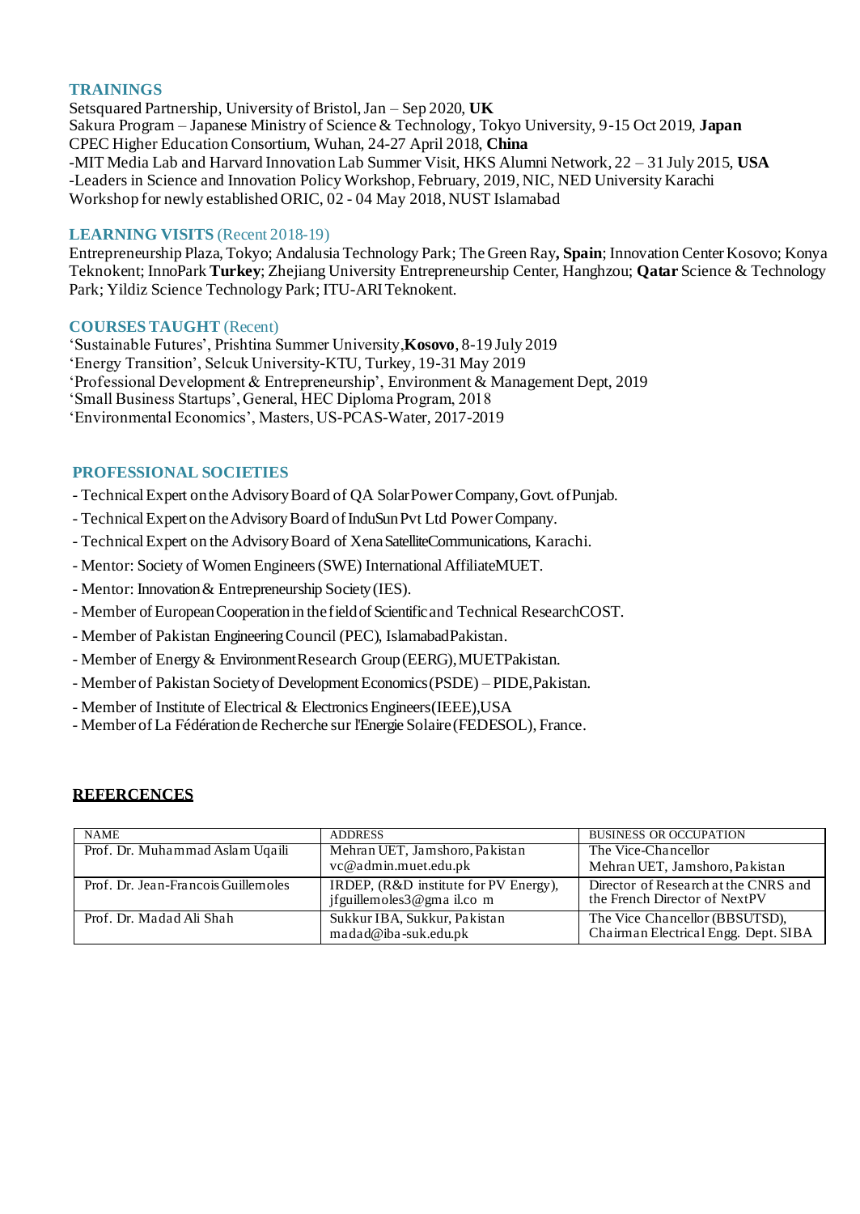## TRAININGS

Setsquared Partnership, University of Bristol, Jan – Sep 2020, **UK**
Sakura Program – Japanese Ministry of Science & Technology, Tokyo University, 9-15 Oct 2019, **Japan**
CPEC Higher Education Consortium, Wuhan, 24-27 April 2018, **China**
-MIT Media Lab and Harvard Innovation Lab Summer Visit, HKS Alumni Network, 22 – 31 July 2015, **USA**
-Leaders in Science and Innovation Policy Workshop, February, 2019, NIC, NED University Karachi
Workshop for newly established ORIC, 02 - 04 May 2018, NUST Islamabad

## LEARNING VISITS (Recent 2018-19)

Entrepreneurship Plaza, Tokyo; Andalusia Technology Park; The Green Ray**, Spain**; Innovation Center Kosovo; Konya Teknokent; InnoPark **Turkey**; Zhejiang University Entrepreneurship Center, Hanghzou; **Qatar** Science & Technology Park; Yildiz Science Technology Park; ITU-ARI Teknokent.

## COURSES TAUGHT (Recent)

'Sustainable Futures', Prishtina Summer University,**Kosovo**, 8-19 July 2019
'Energy Transition', Selcuk University-KTU, Turkey, 19-31 May 2019
'Professional Development & Entrepreneurship', Environment & Management Dept, 2019
'Small Business Startups', General, HEC Diploma Program, 2018
'Environmental Economics', Masters, US-PCAS-Water, 2017-2019

## PROFESSIONAL SOCIETIES

- Technical Expert on the Advisory Board of QA Solar Power Company, Govt. of Punjab.
- Technical Expert on the Advisory Board of InduSun Pvt Ltd Power Company.
- Technical Expert on the Advisory Board of Xena Satellite Communications, Karachi.
- Mentor: Society of Women Engineers (SWE) International Affiliate MUET.
- Mentor: Innovation & Entrepreneurship Society (IES).
- Member of European Cooperation in the field of Scientific and Technical Research COST.
- Member of Pakistan Engineering Council (PEC), Islamabad Pakistan.
- Member of Energy & Environment Research Group (EERG), MUET Pakistan.
- Member of Pakistan Society of Development Economics (PSDE) – PIDE, Pakistan.
- Member of Institute of Electrical & Electronics Engineers (IEEE), USA
- Member of La Fédération de Recherche sur l'Energie Solaire (FEDESOL), France.

## REFERCENCES

| NAME | ADDRESS | BUSINESS OR OCCUPATION |
|---|---|---|
| Prof. Dr. Muhammad Aslam Uqaili | Mehran UET, Jamshoro, Pakistan<br>vc@admin.muet.edu.pk | The Vice-Chancellor<br>Mehran UET, Jamshoro, Pakistan |
| Prof. Dr. Jean-Francois Guillemoles | IRDEP, (R&D institute for PV Energy),<br>jfguillemoles3@gma il.co m | Director of Research at the CNRS and the French Director of NextPV |
| Prof. Dr. Madad Ali Shah | Sukkur IBA, Sukkur, Pakistan<br>madad@iba-suk.edu.pk | The Vice Chancellor (BBSUTSD),<br>Chairman Electrical Engg. Dept. SIBA |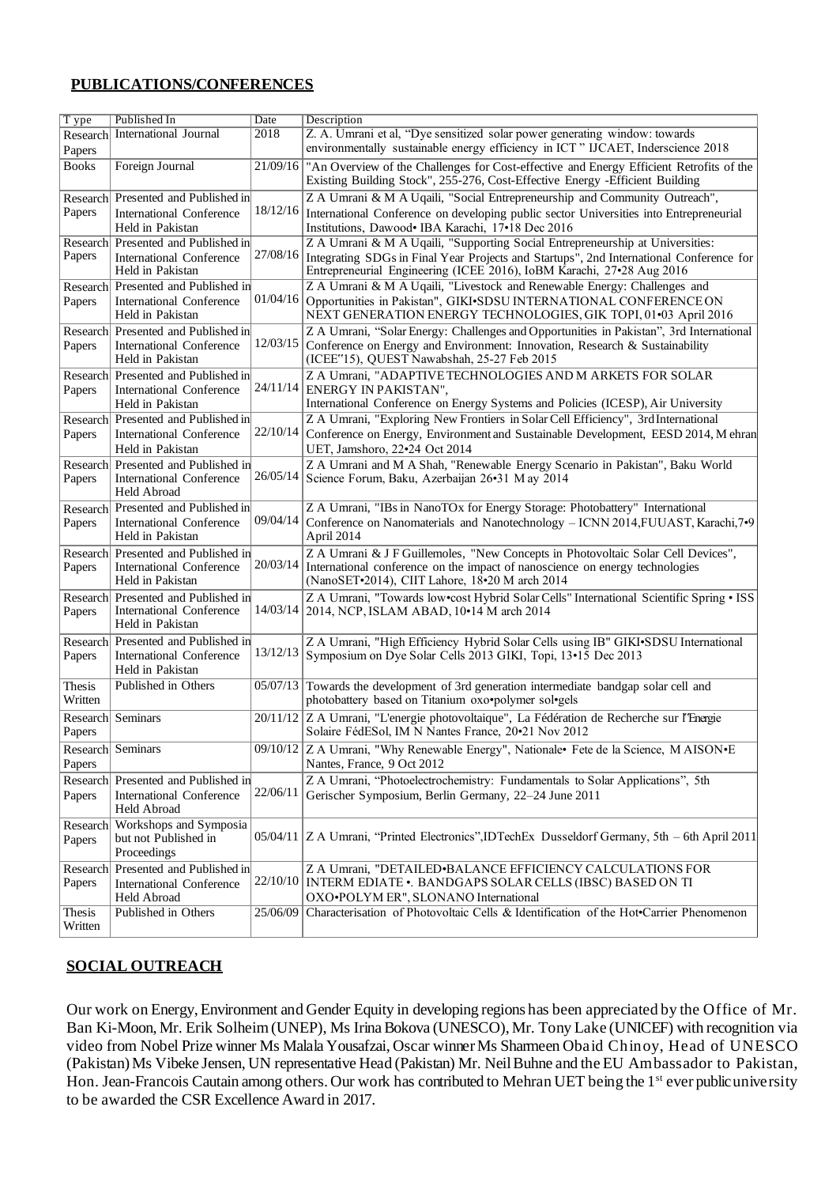## PUBLICATIONS/CONFERENCES

| Type | Published In | Date | Description |
|---|---|---|---|
| Research Papers | International Journal | 2018 | Z. A. Umrani et al, "Dye sensitized solar power generating window: towards environmentally sustainable energy efficiency in ICT " IJCAET, Inderscience 2018 |
| Books | Foreign Journal | 21/09/16 | "An Overview of the Challenges for Cost-effective and Energy Efficient Retrofits of the Existing Building Stock", 255-276, Cost-Effective Energy -Efficient Building |
| Research Papers | Presented and Published in International Conference Held in Pakistan | 18/12/16 | Z A Umrani & M A Uqaili, "Social Entrepreneurship and Community Outreach", International Conference on developing public sector Universities into Entrepreneurial Institutions, Dawood• IBA Karachi, 17•18 Dec 2016 |
| Research Papers | Presented and Published in International Conference Held in Pakistan | 27/08/16 | Z A Umrani & M A Uqaili, "Supporting Social Entrepreneurship at Universities: Integrating SDGs in Final Year Projects and Startups", 2nd International Conference for Entrepreneurial Engineering (ICEE 2016), IoBM Karachi, 27•28 Aug 2016 |
| Research Papers | Presented and Published in International Conference Held in Pakistan | 01/04/16 | Z A Umrani & M A Uqaili, "Livestock and Renewable Energy: Challenges and Opportunities in Pakistan", GIKI•SDSU INTERNATIONAL CONFERENCE ON NEXT GENERATION ENERGY TECHNOLOGIES, GIK TOPI, 01•03 April 2016 |
| Research Papers | Presented and Published in International Conference Held in Pakistan | 12/03/15 | Z A Umrani, "Solar Energy: Challenges and Opportunities in Pakistan", 3rd International Conference on Energy and Environment: Innovation, Research & Sustainability (ICEE"15), QUEST Nawabshah, 25-27 Feb 2015 |
| Research Papers | Presented and Published in International Conference Held in Pakistan | 24/11/14 | Z A Umrani, "ADAPTIVE TECHNOLOGIES AND M ARKETS FOR SOLAR ENERGY IN PAKISTAN", International Conference on Energy Systems and Policies (ICESP), Air University |
| Research Papers | Presented and Published in International Conference Held in Pakistan | 22/10/14 | Z A Umrani, "Exploring New Frontiers in Solar Cell Efficiency", 3rd International Conference on Energy, Environment and Sustainable Development, EESD 2014, M ehran UET, Jamshoro, 22•24 Oct 2014 |
| Research Papers | Presented and Published in International Conference Held Abroad | 26/05/14 | Z A Umrani and M A Shah, "Renewable Energy Scenario in Pakistan", Baku World Science Forum, Baku, Azerbaijan 26•31 M ay 2014 |
| Research Papers | Presented and Published in International Conference Held in Pakistan | 09/04/14 | Z A Umrani, "IBs in NanoTOx for Energy Storage: Photobattery" International Conference on Nanomaterials and Nanotechnology – ICNN 2014,FUUAST, Karachi,7•9 April 2014 |
| Research Papers | Presented and Published in International Conference Held in Pakistan | 20/03/14 | Z A Umrani & J F Guillemoles, "New Concepts in Photovoltaic Solar Cell Devices", International conference on the impact of nanoscience on energy technologies (NanoSET•2014), CIIT Lahore, 18•20 M arch 2014 |
| Research Papers | Presented and Published in International Conference Held in Pakistan | 14/03/14 | Z A Umrani, "Towards low•cost Hybrid Solar Cells" International Scientific Spring • ISS 2014, NCP, ISLAM ABAD, 10•14 M arch 2014 |
| Research Papers | Presented and Published in International Conference Held in Pakistan | 13/12/13 | Z A Umrani, "High Efficiency Hybrid Solar Cells using IB" GIKI•SDSU International Symposium on Dye Solar Cells 2013 GIKI, Topi, 13•15 Dec 2013 |
| Thesis Written | Published in Others | 05/07/13 | Towards the development of 3rd generation intermediate bandgap solar cell and photobattery based on Titanium oxo•polymer sol•gels |
| Research Papers | Seminars | 20/11/12 | Z A Umrani, "L'energie photovoltaique", La Fédération de Recherche sur l'Energie Solaire FédESol, IM N Nantes France, 20•21 Nov 2012 |
| Research Papers | Seminars | 09/10/12 | Z A Umrani, "Why Renewable Energy", Nationale• Fete de la Science, M AISON•E Nantes, France, 9 Oct 2012 |
| Research Papers | Presented and Published in International Conference Held Abroad | 22/06/11 | Z A Umrani, "Photoelectrochemistry: Fundamentals to Solar Applications", 5th Gerischer Symposium, Berlin Germany, 22–24 June 2011 |
| Research Papers | Workshops and Symposia but not Published in Proceedings | 05/04/11 | Z A Umrani, "Printed Electronics",IDTechEx Dusseldorf Germany, 5th – 6th April 2011 |
| Research Papers | Presented and Published in International Conference Held Abroad | 22/10/10 | Z A Umrani, "DETAILED•BALANCE EFFICIENCY CALCULATIONS FOR INTERM EDIATE •. BANDGAPS SOLAR CELLS (IBSC) BASED ON TI OXO•POLYM ER", SLONANO International |
| Thesis Written | Published in Others | 25/06/09 | Characterisation of Photovoltaic Cells & Identification of the Hot•Carrier Phenomenon |

## SOCIAL OUTREACH

Our work on Energy, Environment and Gender Equity in developing regions has been appreciated by the Office of Mr. Ban Ki-Moon, Mr. Erik Solheim (UNEP), Ms Irina Bokova (UNESCO), Mr. Tony Lake (UNICEF) with recognition via video from Nobel Prize winner Ms Malala Yousafzai, Oscar winner Ms Sharmeen Obaid Chinoy, Head of UNESCO (Pakistan) Ms Vibeke Jensen, UN representative Head (Pakistan) Mr. Neil Buhne and the EU Ambassador to Pakistan, Hon. Jean-Francois Cautain among others. Our work has contributed to Mehran UET being the 1st ever public university to be awarded the CSR Excellence Award in 2017.